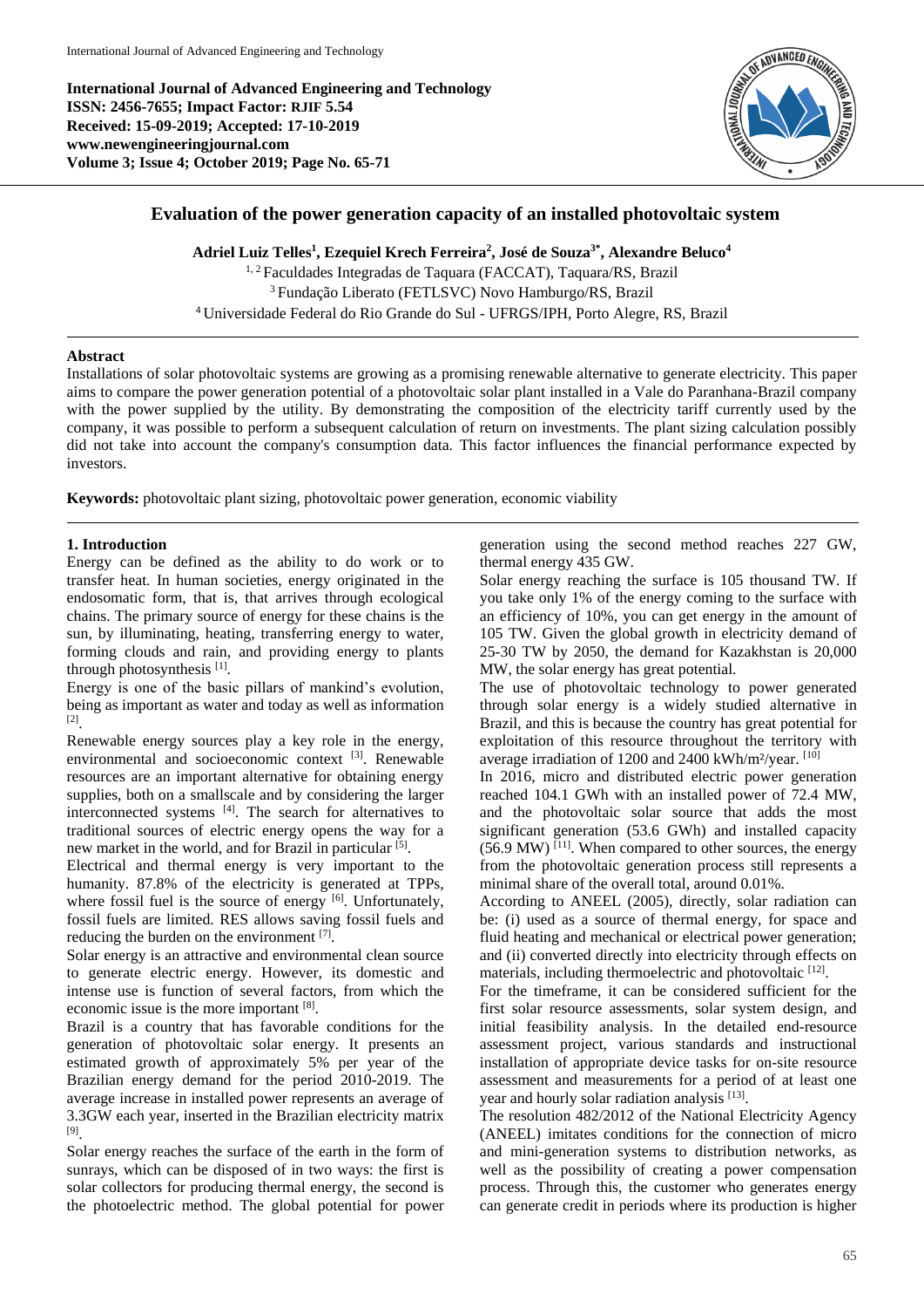**International Journal of Advanced Engineering and Technology**
**ISSN: 2456-7655; Impact Factor: RJIF 5.54**
**Received: 15-09-2019; Accepted: 17-10-2019**
**www.newengineeringjournal.com**
**Volume 3; Issue 4; October 2019; Page No. 65-71**

# Evaluation of the power generation capacity of an installed photovoltaic system

**Adriel Luiz Telles[1], Ezequiel Krech Ferreira[2], José de Souza[3*], Alexandre Beluco[4]**

[1, 2] Faculdades Integradas de Taquara (FACCAT), Taquara/RS, Brazil
[3] Fundação Liberato (FETLSVC) Novo Hamburgo/RS, Brazil
[4] Universidade Federal do Rio Grande do Sul - UFRGS/IPH, Porto Alegre, RS, Brazil

## Abstract

Installations of solar photovoltaic systems are growing as a promising renewable alternative to generate electricity. This paper aims to compare the power generation potential of a photovoltaic solar plant installed in a Vale do Paranhana-Brazil company with the power supplied by the utility. By demonstrating the composition of the electricity tariff currently used by the company, it was possible to perform a subsequent calculation of return on investments. The plant sizing calculation possibly did not take into account the company's consumption data. This factor influences the financial performance expected by investors.

**Keywords:** photovoltaic plant sizing, photovoltaic power generation, economic viability

## 1. Introduction

Energy can be defined as the ability to do work or to transfer heat. In human societies, energy originated in the endosomatic form, that is, that arrives through ecological chains. The primary source of energy for these chains is the sun, by illuminating, heating, transferring energy to water, forming clouds and rain, and providing energy to plants through photosynthesis [1].

Energy is one of the basic pillars of mankind's evolution, being as important as water and today as well as information [2].

Renewable energy sources play a key role in the energy, environmental and socioeconomic context [3]. Renewable resources are an important alternative for obtaining energy supplies, both on a smallscale and by considering the larger interconnected systems [4]. The search for alternatives to traditional sources of electric energy opens the way for a new market in the world, and for Brazil in particular [5].

Electrical and thermal energy is very important to the humanity. 87.8% of the electricity is generated at TPPs, where fossil fuel is the source of energy [6]. Unfortunately, fossil fuels are limited. RES allows saving fossil fuels and reducing the burden on the environment [7].

Solar energy is an attractive and environmental clean source to generate electric energy. However, its domestic and intense use is function of several factors, from which the economic issue is the more important [8].

Brazil is a country that has favorable conditions for the generation of photovoltaic solar energy. It presents an estimated growth of approximately 5% per year of the Brazilian energy demand for the period 2010-2019. The average increase in installed power represents an average of 3.3GW each year, inserted in the Brazilian electricity matrix [9].

Solar energy reaches the surface of the earth in the form of sunrays, which can be disposed of in two ways: the first is solar collectors for producing thermal energy, the second is the photoelectric method. The global potential for power generation using the second method reaches 227 GW, thermal energy 435 GW.

Solar energy reaching the surface is 105 thousand TW. If you take only 1% of the energy coming to the surface with an efficiency of 10%, you can get energy in the amount of 105 TW. Given the global growth in electricity demand of 25-30 TW by 2050, the demand for Kazakhstan is 20,000 MW, the solar energy has great potential.

The use of photovoltaic technology to power generated through solar energy is a widely studied alternative in Brazil, and this is because the country has great potential for exploitation of this resource throughout the territory with average irradiation of 1200 and 2400 kWh/m²/year. [10]

In 2016, micro and distributed electric power generation reached 104.1 GWh with an installed power of 72.4 MW, and the photovoltaic solar source that adds the most significant generation (53.6 GWh) and installed capacity (56.9 MW) [11]. When compared to other sources, the energy from the photovoltaic generation process still represents a minimal share of the overall total, around 0.01%.

According to ANEEL (2005), directly, solar radiation can be: (i) used as a source of thermal energy, for space and fluid heating and mechanical or electrical power generation; and (ii) converted directly into electricity through effects on materials, including thermoelectric and photovoltaic [12].

For the timeframe, it can be considered sufficient for the first solar resource assessments, solar system design, and initial feasibility analysis. In the detailed end-resource assessment project, various standards and instructional installation of appropriate device tasks for on-site resource assessment and measurements for a period of at least one year and hourly solar radiation analysis [13].

The resolution 482/2012 of the National Electricity Agency (ANEEL) imitates conditions for the connection of micro and mini-generation systems to distribution networks, as well as the possibility of creating a power compensation process. Through this, the customer who generates energy can generate credit in periods where its production is higher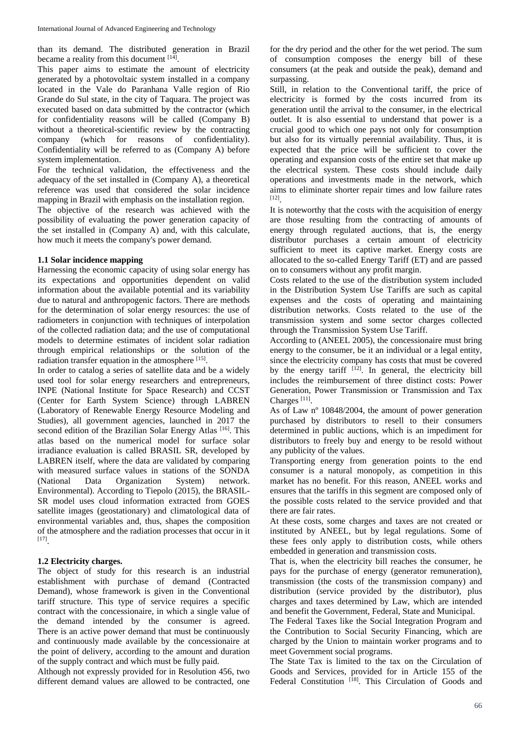than its demand. The distributed generation in Brazil became a reality from this document [14].

This paper aims to estimate the amount of electricity generated by a photovoltaic system installed in a company located in the Vale do Paranhana Valle region of Rio Grande do Sul state, in the city of Taquara. The project was executed based on data submitted by the contractor (which for confidentiality reasons will be called (Company B) without a theoretical-scientific review by the contracting company (which for reasons of confidentiality). Confidentiality will be referred to as (Company A) before system implementation.

For the technical validation, the effectiveness and the adequacy of the set installed in (Company A), a theoretical reference was used that considered the solar incidence mapping in Brazil with emphasis on the installation region.

The objective of the research was achieved with the possibility of evaluating the power generation capacity of the set installed in (Company A) and, with this calculate, how much it meets the company's power demand.

### 1.1 Solar incidence mapping

Harnessing the economic capacity of using solar energy has its expectations and opportunities dependent on valid information about the available potential and its variability due to natural and anthropogenic factors. There are methods for the determination of solar energy resources: the use of radiometers in conjunction with techniques of interpolation of the collected radiation data; and the use of computational models to determine estimates of incident solar radiation through empirical relationships or the solution of the radiation transfer equation in the atmosphere [15].

In order to catalog a series of satellite data and be a widely used tool for solar energy researchers and entrepreneurs, INPE (National Institute for Space Research) and CCST (Center for Earth System Science) through LABREN (Laboratory of Renewable Energy Resource Modeling and Studies), all government agencies, launched in 2017 the second edition of the Brazilian Solar Energy Atlas [16]. This atlas based on the numerical model for surface solar irradiance evaluation is called BRASIL SR, developed by LABREN itself, where the data are validated by comparing with measured surface values in stations of the SONDA (National Data Organization System) network. Environmental). According to Tiepolo (2015), the BRASIL-SR model uses cloud information extracted from GOES satellite images (geostationary) and climatological data of environmental variables and, thus, shapes the composition of the atmosphere and the radiation processes that occur in it [17].

### 1.2 Electricity charges.

The object of study for this research is an industrial establishment with purchase of demand (Contracted Demand), whose framework is given in the Conventional tariff structure. This type of service requires a specific contract with the concessionaire, in which a single value of the demand intended by the consumer is agreed. There is an active power demand that must be continuously and continuously made available by the concessionaire at the point of delivery, according to the amount and duration of the supply contract and which must be fully paid.

Although not expressly provided for in Resolution 456, two different demand values are allowed to be contracted, one for the dry period and the other for the wet period. The sum of consumption composes the energy bill of these consumers (at the peak and outside the peak), demand and surpassing.

Still, in relation to the Conventional tariff, the price of electricity is formed by the costs incurred from its generation until the arrival to the consumer, in the electrical outlet. It is also essential to understand that power is a crucial good to which one pays not only for consumption but also for its virtually perennial availability. Thus, it is expected that the price will be sufficient to cover the operating and expansion costs of the entire set that make up the electrical system. These costs should include daily operations and investments made in the network, which aims to eliminate shorter repair times and low failure rates [12].

It is noteworthy that the costs with the acquisition of energy are those resulting from the contracting of amounts of energy through regulated auctions, that is, the energy distributor purchases a certain amount of electricity sufficient to meet its captive market. Energy costs are allocated to the so-called Energy Tariff (ET) and are passed on to consumers without any profit margin.

Costs related to the use of the distribution system included in the Distribution System Use Tariffs are such as capital expenses and the costs of operating and maintaining distribution networks. Costs related to the use of the transmission system and some sector charges collected through the Transmission System Use Tariff.

According to (ANEEL 2005), the concessionaire must bring energy to the consumer, be it an individual or a legal entity, since the electricity company has costs that must be covered by the energy tariff [12]. In general, the electricity bill includes the reimbursement of three distinct costs: Power Generation, Power Transmission or Transmission and Tax Charges [11].

As of Law nº 10848/2004, the amount of power generation purchased by distributors to resell to their consumers determined in public auctions, which is an impediment for distributors to freely buy and energy to be resold without any publicity of the values.

Transporting energy from generation points to the end consumer is a natural monopoly, as competition in this market has no benefit. For this reason, ANEEL works and ensures that the tariffs in this segment are composed only of the possible costs related to the service provided and that there are fair rates.

At these costs, some charges and taxes are not created or instituted by ANEEL, but by legal regulations. Some of these fees only apply to distribution costs, while others embedded in generation and transmission costs.

That is, when the electricity bill reaches the consumer, he pays for the purchase of energy (generator remuneration), transmission (the costs of the transmission company) and distribution (service provided by the distributor), plus charges and taxes determined by Law, which are intended and benefit the Government, Federal, State and Municipal.

The Federal Taxes like the Social Integration Program and the Contribution to Social Security Financing, which are charged by the Union to maintain worker programs and to meet Government social programs.

The State Tax is limited to the tax on the Circulation of Goods and Services, provided for in Article 155 of the Federal Constitution [18]. This Circulation of Goods and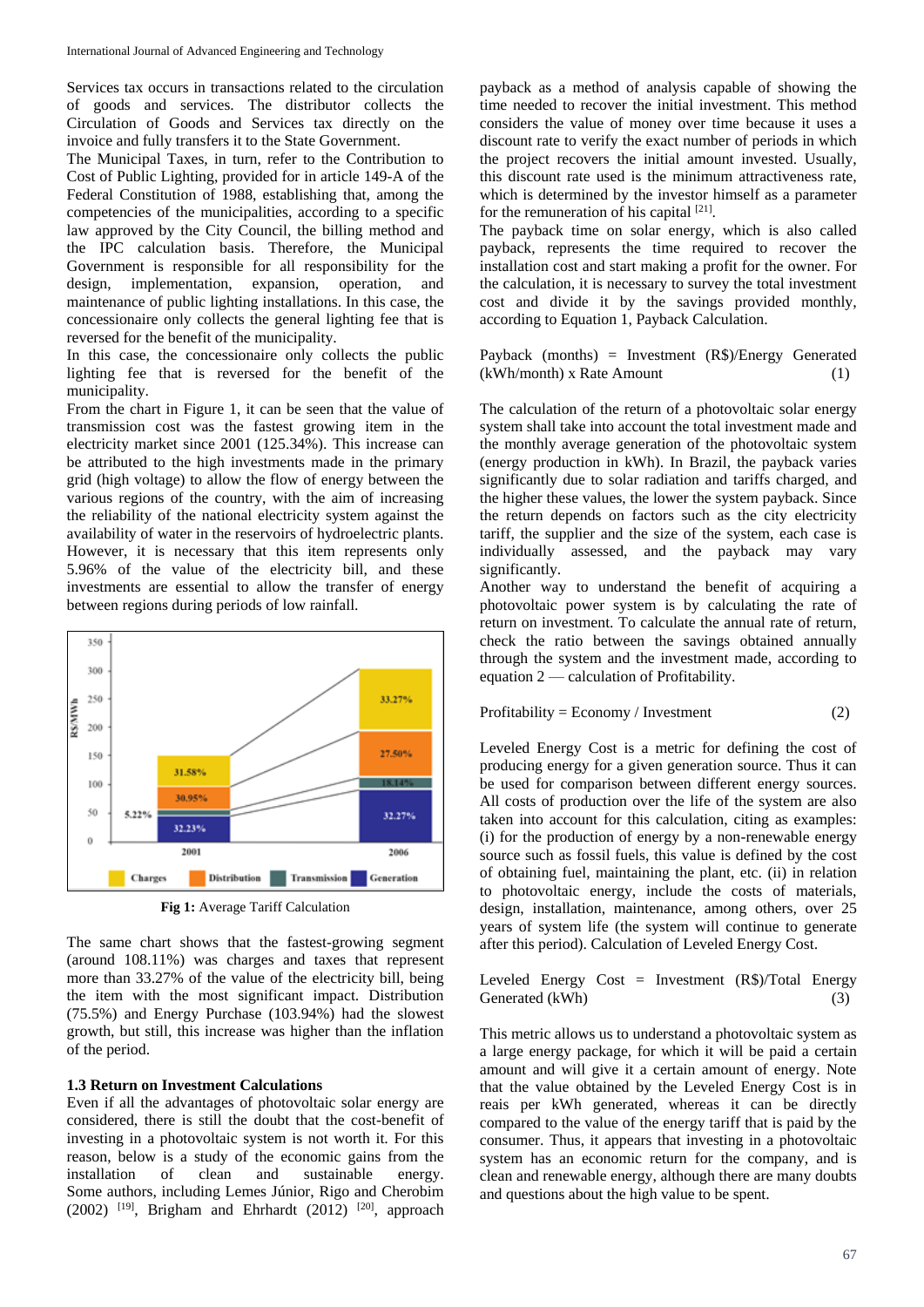Services tax occurs in transactions related to the circulation of goods and services. The distributor collects the Circulation of Goods and Services tax directly on the invoice and fully transfers it to the State Government.

The Municipal Taxes, in turn, refer to the Contribution to Cost of Public Lighting, provided for in article 149-A of the Federal Constitution of 1988, establishing that, among the competencies of the municipalities, according to a specific law approved by the City Council, the billing method and the IPC calculation basis. Therefore, the Municipal Government is responsible for all responsibility for the design, implementation, expansion, operation, and maintenance of public lighting installations. In this case, the concessionaire only collects the general lighting fee that is reversed for the benefit of the municipality.

In this case, the concessionaire only collects the public lighting fee that is reversed for the benefit of the municipality.

From the chart in Figure 1, it can be seen that the value of transmission cost was the fastest growing item in the electricity market since 2001 (125.34%). This increase can be attributed to the high investments made in the primary grid (high voltage) to allow the flow of energy between the various regions of the country, with the aim of increasing the reliability of the national electricity system against the availability of water in the reservoirs of hydroelectric plants. However, it is necessary that this item represents only 5.96% of the value of the electricity bill, and these investments are essential to allow the transfer of energy between regions during periods of low rainfall.

R$/MWh

350
300
250
200
150
100
50
0

2001
31.58%
30.95%
5.22%
32.23%

2006
33.27%
27.50%
18.14%
32.27%

Charges
Distribution
Transmission
Generation

**Fig 1:** Average Tariff Calculation

The same chart shows that the fastest-growing segment (around 108.11%) was charges and taxes that represent more than 33.27% of the value of the electricity bill, being the item with the most significant impact. Distribution (75.5%) and Energy Purchase (103.94%) had the slowest growth, but still, this increase was higher than the inflation of the period.

### 1.3 Return on Investment Calculations

Even if all the advantages of photovoltaic solar energy are considered, there is still the doubt that the cost-benefit of investing in a photovoltaic system is not worth it. For this reason, below is a study of the economic gains from the installation of clean and sustainable energy. Some authors, including Lemes Júnior, Rigo and Cherobim (2002) [19], Brigham and Ehrhardt (2012) [20], approach payback as a method of analysis capable of showing the time needed to recover the initial investment. This method considers the value of money over time because it uses a discount rate to verify the exact number of periods in which the project recovers the initial amount invested. Usually, this discount rate used is the minimum attractiveness rate, which is determined by the investor himself as a parameter for the remuneration of his capital [21].

The payback time on solar energy, which is also called payback, represents the time required to recover the installation cost and start making a profit for the owner. For the calculation, it is necessary to survey the total investment cost and divide it by the savings provided monthly, according to Equation 1, Payback Calculation.

$$\text{Payback (months)} = \text{Investment (R\$)}/\text{Energy Generated (kWh/month)} \times \text{Rate Amount} \quad (1)$$

The calculation of the return of a photovoltaic solar energy system shall take into account the total investment made and the monthly average generation of the photovoltaic system (energy production in kWh). In Brazil, the payback varies significantly due to solar radiation and tariffs charged, and the higher these values, the lower the system payback. Since the return depends on factors such as the city electricity tariff, the supplier and the size of the system, each case is individually assessed, and the payback may vary significantly.

Another way to understand the benefit of acquiring a photovoltaic power system is by calculating the rate of return on investment. To calculate the annual rate of return, check the ratio between the savings obtained annually through the system and the investment made, according to equation 2 — calculation of Profitability.

$$\text{Profitability} = \text{Economy} / \text{Investment} \quad (2)$$

Leveled Energy Cost is a metric for defining the cost of producing energy for a given generation source. Thus it can be used for comparison between different energy sources. All costs of production over the life of the system are also taken into account for this calculation, citing as examples: (i) for the production of energy by a non-renewable energy source such as fossil fuels, this value is defined by the cost of obtaining fuel, maintaining the plant, etc. (ii) in relation to photovoltaic energy, include the costs of materials, design, installation, maintenance, among others, over 25 years of system life (the system will continue to generate after this period). Calculation of Leveled Energy Cost.

$$\text{Leveled Energy Cost} = \text{Investment (R\$)}/\text{Total Energy Generated (kWh)} \quad (3)$$

This metric allows us to understand a photovoltaic system as a large energy package, for which it will be paid a certain amount and will give it a certain amount of energy. Note that the value obtained by the Leveled Energy Cost is in reais per kWh generated, whereas it can be directly compared to the value of the energy tariff that is paid by the consumer. Thus, it appears that investing in a photovoltaic system has an economic return for the company, and is clean and renewable energy, although there are many doubts and questions about the high value to be spent.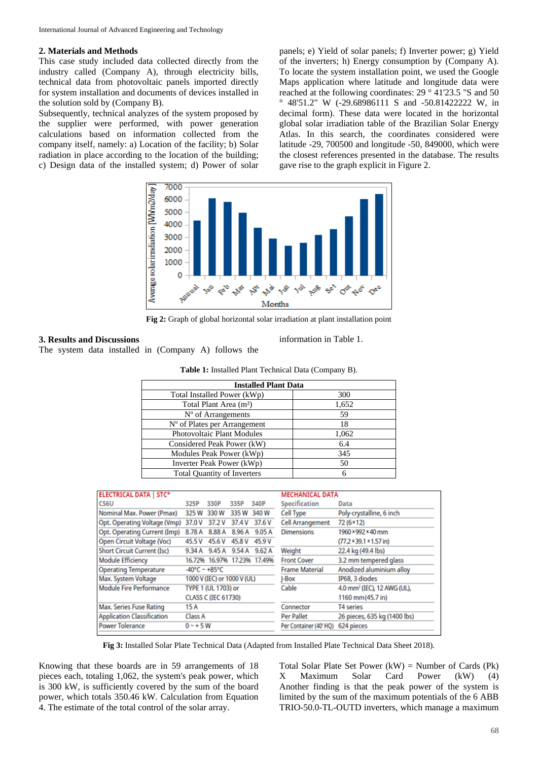## 2. Materials and Methods

This case study included data collected directly from the industry called (Company A), through electricity bills, technical data from photovoltaic panels imported directly for system installation and documents of devices installed in the solution sold by (Company B).

Subsequently, technical analyzes of the system proposed by the supplier were performed, with power generation calculations based on information collected from the company itself, namely: a) Location of the facility; b) Solar radiation in place according to the location of the building; c) Design data of the installed system; d) Power of solar panels; e) Yield of solar panels; f) Inverter power; g) Yield of the inverters; h) Energy consumption by (Company A).

To locate the system installation point, we used the Google Maps application where latitude and longitude data were reached at the following coordinates: 29 ° 41'23.5 "S and 50 ° 48'51.2" W (-29.68986111 S and -50.81422222 W, in decimal form). These data were located in the horizontal global solar irradiation table of the Brazilian Solar Energy Atlas. In this search, the coordinates considered were latitude -29, 700500 and longitude -50, 849000, which were the closest references presented in the database. The results gave rise to the graph explicit in Figure 2.

Average solar irradiation [Wh/m2/day]
7000
6000
5000
4000
3000
2000
1000
0
Annual Jan Feb Mar Apr Mai Jun Jul Aug Set Out Nov Dec
Months

**Fig 2:** Graph of global horizontal solar irradiation at plant installation point

## 3. Results and Discussions

The system data installed in (Company A) follows the information in Table 1.

**Table 1:** Installed Plant Technical Data (Company B).

| Installed Plant Data | |
|---|---|
| Total Installed Power (kWp) | 300 |
| Total Plant Area (m²) | 1,652 |
| Nº of Arrangements | 59 |
| Nº of Plates per Arrangement | 18 |
| Photovoltaic Plant Modules | 1,062 |
| Considered Peak Power (kW) | 6.4 |
| Modules Peak Power (kWp) | 345 |
| Inverter Peak Power (kWp) | 50 |
| Total Quantity of Inverters | 6 |

| ELECTRICAL DATA \| STC* | | | | |
|---|---|---|---|---|
| CS6U | 325P | 330P | 335P | 340P |
| Nominal Max. Power (Pmax) | 325 W | 330 W | 335 W | 340 W |
| Opt. Operating Voltage (Vmp) | 37.0 V | 37.2 V | 37.4 V | 37.6 V |
| Opt. Operating Current (Imp) | 8.78 A | 8.88 A | 8.96 A | 9.05 A |
| Open Circuit Voltage (Voc) | 45.5 V | 45.6 V | 45.8 V | 45.9 V |
| Short Circuit Current (Isc) | 9.34 A | 9.45 A | 9.54 A | 9.62 A |
| Module Efficiency | 16.72% | 16.97% | 17.23% | 17.49% |
| Operating Temperature | -40°C ~ +85°C | | | |
| Max. System Voltage | 1000 V (IEC) or 1000 V (UL) | | | |
| Module Fire Performance | TYPE 1 (UL 1703) or CLASS C (IEC 61730) | | | |
| Max. Series Fuse Rating | 15 A | | | |
| Application Classification | Class A | | | |
| Power Tolerance | 0 ~ + 5 W | | | |

| MECHANICAL DATA | |
|---|---|
| Specification | Data |
| Cell Type | Poly-crystalline, 6 inch |
| Cell Arrangement | 72 (6×12) |
| Dimensions | 1960×992×40 mm (77.2×39.1×1.57 in) |
| Weight | 22.4 kg (49.4 lbs) |
| Front Cover | 3.2 mm tempered glass |
| Frame Material | Anodized aluminium alloy |
| J-Box | IP68, 3 diodes |
| Cable | 4.0 mm² (IEC), 12 AWG (UL), 1160 mm (45.7 in) |
| Connector | T4 series |
| Per Pallet | 26 pieces, 635 kg (1400 lbs) |
| Per Container (40' HQ) | 624 pieces |

**Fig 3:** Installed Solar Plate Technical Data (Adapted from Installed Plate Technical Data Sheet 2018).

Knowing that these boards are in 59 arrangements of 18 pieces each, totaling 1,062, the system's peak power, which is 300 kW, is sufficiently covered by the sum of the board power, which totals 350.46 kW. Calculation from Equation 4. The estimate of the total control of the solar array.

Total Solar Plate Set Power (kW) = Number of Cards (Pk) X Maximum Solar Card Power (kW) (4)

Another finding is that the peak power of the system is limited by the sum of the maximum potentials of the 6 ABB TRIO-50.0-TL-OUTD inverters, which manage a maximum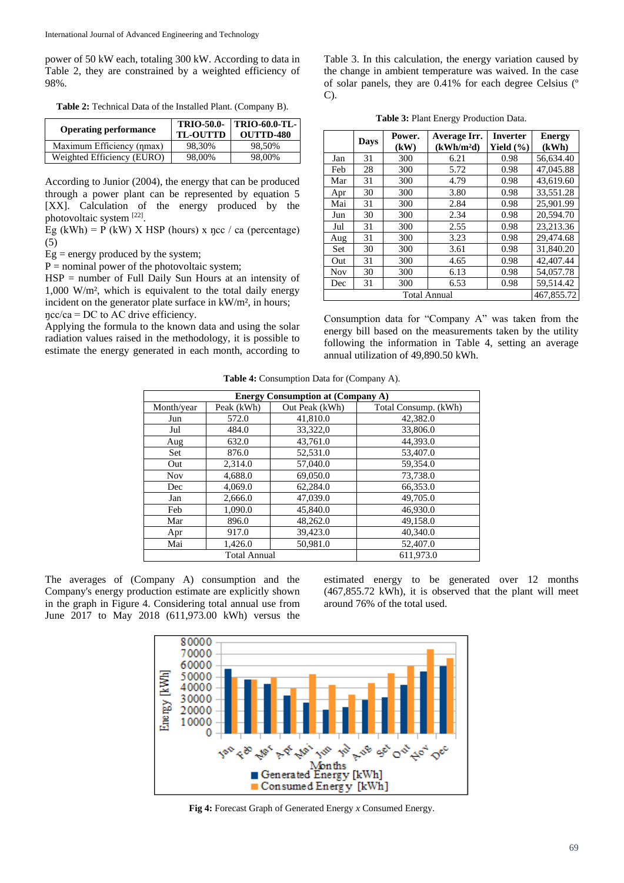power of 50 kW each, totaling 300 kW. According to data in Table 2, they are constrained by a weighted efficiency of 98%.

**Table 2:** Technical Data of the Installed Plant. (Company B).

| Operating performance | TRIO-50.0-TL-OUTTD | TRIO-60.0-TL-OUTTD-480 |
|---|---|---|
| Maximum Efficiency (ηmax) | 98,30% | 98,50% |
| Weighted Efficiency (EURO) | 98,00% | 98,00% |

According to Junior (2004), the energy that can be produced through a power plant can be represented by equation 5 [XX]. Calculation of the energy produced by the photovoltaic system [22].

Eg (kWh) = P (kW) X HSP (hours) x ηcc / ca (percentage) (5)

Eg = energy produced by the system;

P = nominal power of the photovoltaic system;

HSP = number of Full Daily Sun Hours at an intensity of 1,000 W/m², which is equivalent to the total daily energy incident on the generator plate surface in kW/m², in hours;

ηcc/ca = DC to AC drive efficiency.

Applying the formula to the known data and using the solar radiation values raised in the methodology, it is possible to estimate the energy generated in each month, according to Table 3. In this calculation, the energy variation caused by the change in ambient temperature was waived. In the case of solar panels, they are 0.41% for each degree Celsius (º C).

**Table 3:** Plant Energy Production Data.

| | Days | Power. (kW) | Average Irr. (kWh/m²d) | Inverter Yield (%) | Energy (kWh) |
|---|---|---|---|---|---|
| Jan | 31 | 300 | 6.21 | 0.98 | 56,634.40 |
| Feb | 28 | 300 | 5.72 | 0.98 | 47,045.88 |
| Mar | 31 | 300 | 4.79 | 0.98 | 43,619.60 |
| Apr | 30 | 300 | 3.80 | 0.98 | 33,551.28 |
| Mai | 31 | 300 | 2.84 | 0.98 | 25,901.99 |
| Jun | 30 | 300 | 2.34 | 0.98 | 20,594.70 |
| Jul | 31 | 300 | 2.55 | 0.98 | 23,213.36 |
| Aug | 31 | 300 | 3.23 | 0.98 | 29,474.68 |
| Set | 30 | 300 | 3.61 | 0.98 | 31,840.20 |
| Out | 31 | 300 | 4.65 | 0.98 | 42,407.44 |
| Nov | 30 | 300 | 6.13 | 0.98 | 54,057.78 |
| Dec | 31 | 300 | 6.53 | 0.98 | 59,514.42 |
| Total Annual | | | | | 467,855.72 |

Consumption data for "Company A" was taken from the energy bill based on the measurements taken by the utility following the information in Table 4, setting an average annual utilization of 49,890.50 kWh.

**Table 4:** Consumption Data for (Company A).

| Energy Consumption at (Company A) | | | |
|---|---|---|---|
| Month/year | Peak (kWh) | Out Peak (kWh) | Total Consump. (kWh) |
| Jun | 572.0 | 41,810.0 | 42,382.0 |
| Jul | 484.0 | 33,322,0 | 33,806.0 |
| Aug | 632.0 | 43,761.0 | 44,393.0 |
| Set | 876.0 | 52,531.0 | 53,407.0 |
| Out | 2,314.0 | 57,040.0 | 59,354.0 |
| Nov | 4,688.0 | 69,050.0 | 73,738.0 |
| Dec | 4,069.0 | 62,284.0 | 66,353.0 |
| Jan | 2,666.0 | 47,039.0 | 49,705.0 |
| Feb | 1,090.0 | 45,840.0 | 46,930.0 |
| Mar | 896.0 | 48,262.0 | 49,158.0 |
| Apr | 917.0 | 39,423.0 | 40,340.0 |
| Mai | 1,426.0 | 50,981.0 | 52,407.0 |
| Total Annual | | | 611,973.0 |

The averages of (Company A) consumption and the Company's energy production estimate are explicitly shown in the graph in Figure 4. Considering total annual use from June 2017 to May 2018 (611,973.00 kWh) versus the estimated energy to be generated over 12 months (467,855.72 kWh), it is observed that the plant will meet around 76% of the total used.

Energy [kWh]
80000
70000
60000
50000
40000
30000
20000
10000
0
Jan Feb Mar Apr Mai Jun Jul Aug Set Out Nov Dec
Months
Generated Energy [kWh]
Consumed Energy [kWh]

**Fig 4:** Forecast Graph of Generated Energy *x* Consumed Energy.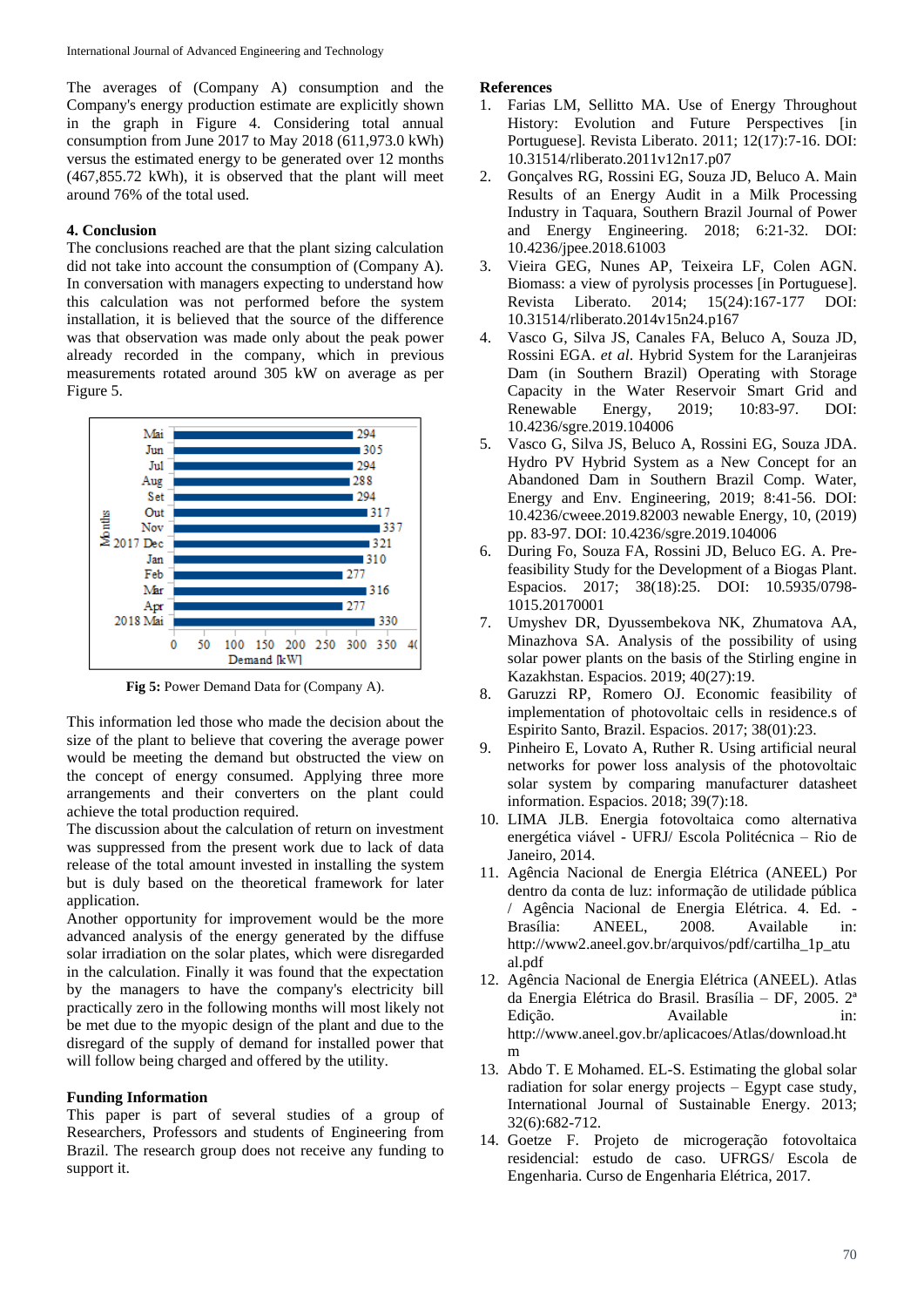The averages of (Company A) consumption and the Company's energy production estimate are explicitly shown in the graph in Figure 4. Considering total annual consumption from June 2017 to May 2018 (611,973.0 kWh) versus the estimated energy to be generated over 12 months (467,855.72 kWh), it is observed that the plant will meet around 76% of the total used.

## 4. Conclusion

The conclusions reached are that the plant sizing calculation did not take into account the consumption of (Company A). In conversation with managers expecting to understand how this calculation was not performed before the system installation, it is believed that the source of the difference was that observation was made only about the peak power already recorded in the company, which in previous measurements rotated around 305 kW on average as per Figure 5.

Months
Mai
Jun
Jul
Aug
Set
Out
Nov
2017 Dec
Jan
Feb
Mar
Apr
2018 Mai

294
305
294
288
294
317
337
321
310
277
316
277
330

0 50 100 150 200 250 300 350 4(
Demand [kW]

**Fig 5:** Power Demand Data for (Company A).

This information led those who made the decision about the size of the plant to believe that covering the average power would be meeting the demand but obstructed the view on the concept of energy consumed. Applying three more arrangements and their converters on the plant could achieve the total production required.

The discussion about the calculation of return on investment was suppressed from the present work due to lack of data release of the total amount invested in installing the system but is duly based on the theoretical framework for later application.

Another opportunity for improvement would be the more advanced analysis of the energy generated by the diffuse solar irradiation on the solar plates, which were disregarded in the calculation. Finally it was found that the expectation by the managers to have the company's electricity bill practically zero in the following months will most likely not be met due to the myopic design of the plant and due to the disregard of the supply of demand for installed power that will follow being charged and offered by the utility.

## Funding Information

This paper is part of several studies of a group of Researchers, Professors and students of Engineering from Brazil. The research group does not receive any funding to support it.

## References

1. Farias LM, Sellitto MA. Use of Energy Throughout History: Evolution and Future Perspectives [in Portuguese]. Revista Liberato. 2011; 12(17):7-16. DOI: 10.31514/rliberato.2011v12n17.p07
2. Gonçalves RG, Rossini EG, Souza JD, Beluco A. Main Results of an Energy Audit in a Milk Processing Industry in Taquara, Southern Brazil Journal of Power and Energy Engineering. 2018; 6:21-32. DOI: 10.4236/jpee.2018.61003
3. Vieira GEG, Nunes AP, Teixeira LF, Colen AGN. Biomass: a view of pyrolysis processes [in Portuguese]. Revista Liberato. 2014; 15(24):167-177 DOI: 10.31514/rliberato.2014v15n24.p167
4. Vasco G, Silva JS, Canales FA, Beluco A, Souza JD, Rossini EGA. *et al*. Hybrid System for the Laranjeiras Dam (in Southern Brazil) Operating with Storage Capacity in the Water Reservoir Smart Grid and Renewable Energy, 2019; 10:83-97. DOI: 10.4236/sgre.2019.104006
5. Vasco G, Silva JS, Beluco A, Rossini EG, Souza JDA. Hydro PV Hybrid System as a New Concept for an Abandoned Dam in Southern Brazil Comp. Water, Energy and Env. Engineering, 2019; 8:41-56. DOI: 10.4236/cweee.2019.82003 newable Energy, 10, (2019) pp. 83-97. DOI: 10.4236/sgre.2019.104006
6. During Fo, Souza FA, Rossini JD, Beluco EG. A. Pre-feasibility Study for the Development of a Biogas Plant. Espacios. 2017; 38(18):25. DOI: 10.5935/0798-1015.20170001
7. Umyshev DR, Dyussembekova NK, Zhumatova AA, Minazhova SA. Analysis of the possibility of using solar power plants on the basis of the Stirling engine in Kazakhstan. Espacios. 2019; 40(27):19.
8. Garuzzi RP, Romero OJ. Economic feasibility of implementation of photovoltaic cells in residence.s of Espirito Santo, Brazil. Espacios. 2017; 38(01):23.
9. Pinheiro E, Lovato A, Ruther R. Using artificial neural networks for power loss analysis of the photovoltaic solar system by comparing manufacturer datasheet information. Espacios. 2018; 39(7):18.
10. LIMA JLB. Energia fotovoltaica como alternativa energética viável - UFRJ/ Escola Politécnica – Rio de Janeiro, 2014.
11. Agência Nacional de Energia Elétrica (ANEEL) Por dentro da conta de luz: informação de utilidade pública / Agência Nacional de Energia Elétrica. 4. Ed. - Brasília: ANEEL, 2008. Available in: http://www2.aneel.gov.br/arquivos/pdf/cartilha_1p_atual.pdf
12. Agência Nacional de Energia Elétrica (ANEEL). Atlas da Energia Elétrica do Brasil. Brasília – DF, 2005. 2ª Edição. Available in: http://www.aneel.gov.br/aplicacoes/Atlas/download.htm
13. Abdo T. E Mohamed. EL-S. Estimating the global solar radiation for solar energy projects – Egypt case study, International Journal of Sustainable Energy. 2013; 32(6):682-712.
14. Goetze F. Projeto de microgeração fotovoltaica residencial: estudo de caso. UFRGS/ Escola de Engenharia. Curso de Engenharia Elétrica, 2017.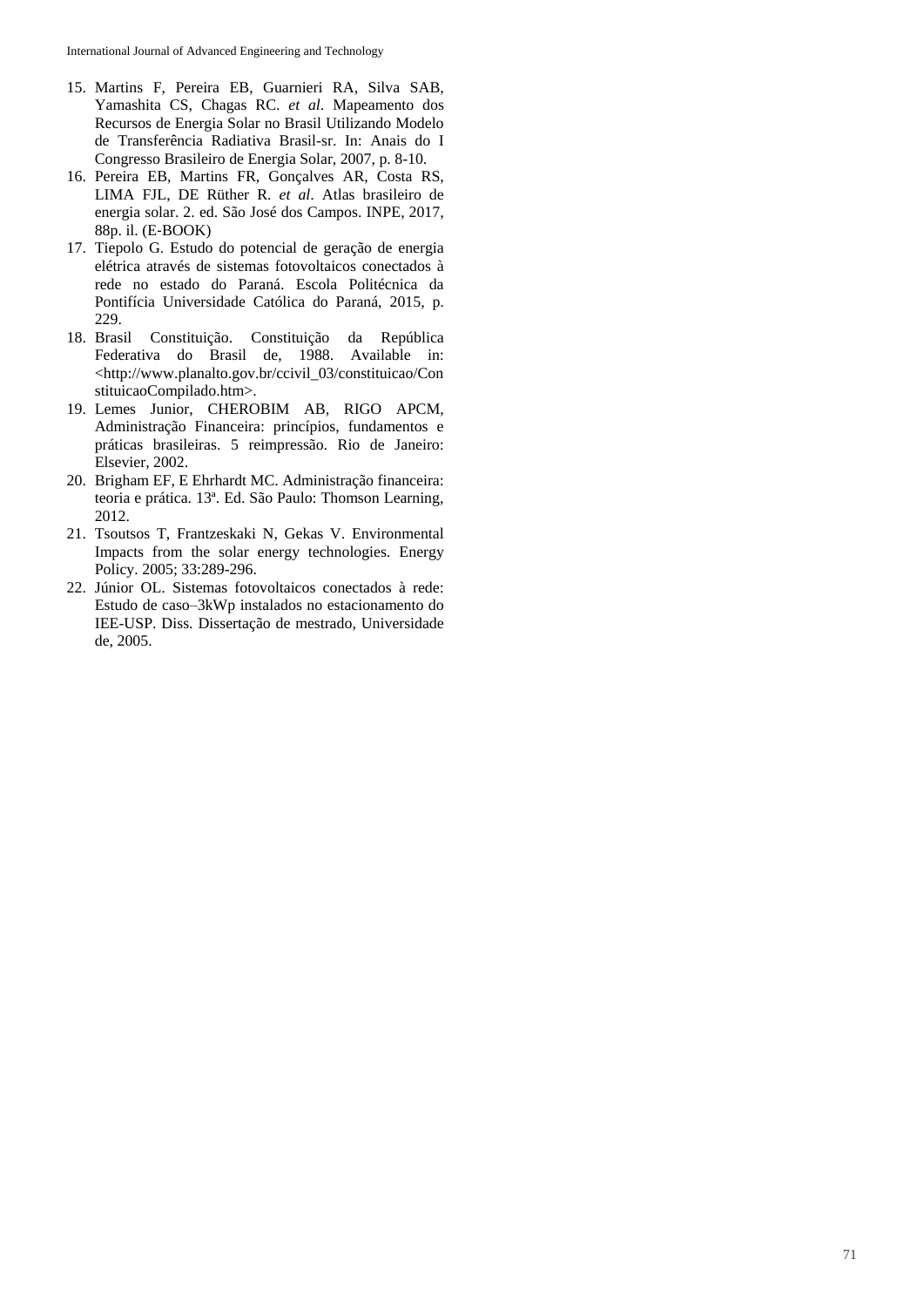15. Martins F, Pereira EB, Guarnieri RA, Silva SAB, Yamashita CS, Chagas RC. *et al*. Mapeamento dos Recursos de Energia Solar no Brasil Utilizando Modelo de Transferência Radiativa Brasil-sr. In: Anais do I Congresso Brasileiro de Energia Solar, 2007, p. 8-10.
16. Pereira EB, Martins FR, Gonçalves AR, Costa RS, LIMA FJL, DE Rüther R. *et al*. Atlas brasileiro de energia solar. 2. ed. São José dos Campos. INPE, 2017, 88p. il. (E-BOOK)
17. Tiepolo G. Estudo do potencial de geração de energia elétrica através de sistemas fotovoltaicos conectados à rede no estado do Paraná. Escola Politécnica da Pontifícia Universidade Católica do Paraná, 2015, p. 229.
18. Brasil Constituição. Constituição da República Federativa do Brasil de, 1988. Available in: <http://www.planalto.gov.br/ccivil_03/constituicao/ConstituicaoCompilado.htm>.
19. Lemes Junior, CHEROBIM AB, RIGO APCM, Administração Financeira: princípios, fundamentos e práticas brasileiras. 5 reimpressão. Rio de Janeiro: Elsevier, 2002.
20. Brigham EF, E Ehrhardt MC. Administração financeira: teoria e prática. 13ª. Ed. São Paulo: Thomson Learning, 2012.
21. Tsoutsos T, Frantzeskaki N, Gekas V. Environmental Impacts from the solar energy technologies. Energy Policy. 2005; 33:289-296.
22. Júnior OL. Sistemas fotovoltaicos conectados à rede: Estudo de caso–3kWp instalados no estacionamento do IEE-USP. Diss. Dissertação de mestrado, Universidade de, 2005.